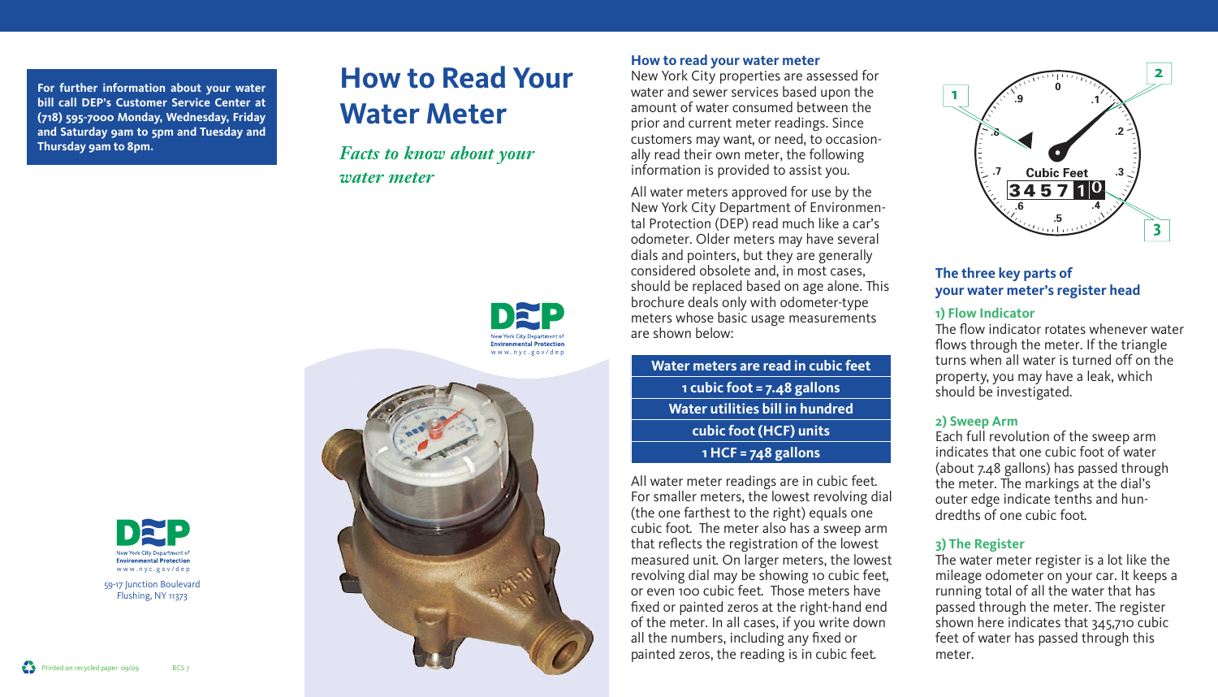**For further information about your water bill call DEP's Customer Service Center at (718) 595-7000 Monday, Wednesday, Friday and Saturday 9am to 5pm and Tuesday and Thursday 9am to 8pm.**

New York City Department of Environmental Protection
www.nyc.gov/dep

59-17 Junction Boulevard
Flushing, NY 11373

Printed on recycled paper 09/09 BCS 7

# How to Read Your Water Meter

*Facts to know about your water meter*

New York City Department of Environmental Protection
www.nyc.gov/dep

### How to read your water meter

New York City properties are assessed for water and sewer services based upon the amount of water consumed between the prior and current meter readings. Since customers may want, or need, to occasionally read their own meter, the following information is provided to assist you.

All water meters approved for use by the New York City Department of Environmental Protection (DEP) read much like a car's odometer. Older meters may have several dials and pointers, but they are generally considered obsolete and, in most cases, should be replaced based on age alone. This brochure deals only with odometer-type meters whose basic usage measurements are shown below:

| |
|---|
| **Water meters are read in cubic feet** |
| **1 cubic foot = 7.48 gallons** |
| **Water utilities bill in hundred cubic foot (HCF) units** |
| **1 HCF = 748 gallons** |

All water meter readings are in cubic feet. For smaller meters, the lowest revolving dial (the one farthest to the right) equals one cubic foot. The meter also has a sweep arm that reflects the registration of the lowest measured unit. On larger meters, the lowest revolving dial may be showing 10 cubic feet, or even 100 cubic feet. Those meters have fixed or painted zeros at the right-hand end of the meter. In all cases, if you write down all the numbers, including any fixed or painted zeros, the reading is in cubic feet.

1
2
3
0
.1
.2
.3
.4
.5
.6
.7
.8
.9
Cubic Feet
3 4 5 7 1 0

### The three key parts of your water meter's register head

**1) Flow Indicator**

The flow indicator rotates whenever water flows through the meter. If the triangle turns when all water is turned off on the property, you may have a leak, which should be investigated.

**2) Sweep Arm**

Each full revolution of the sweep arm indicates that one cubic foot of water (about 7.48 gallons) has passed through the meter. The markings at the dial's outer edge indicate tenths and hundredths of one cubic foot.

**3) The Register**

The water meter register is a lot like the mileage odometer on your car. It keeps a running total of all the water that has passed through the meter. The register shown here indicates that 345,710 cubic feet of water has passed through this meter.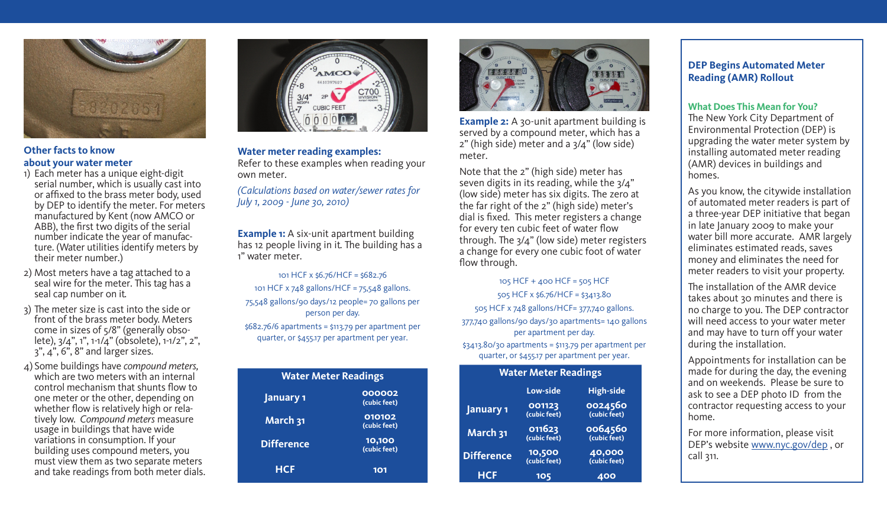## Other facts to know about your water meter

1) Each meter has a unique eight-digit serial number, which is usually cast into or affixed to the brass meter body, used by DEP to identify the meter. For meters manufactured by Kent (now AMCO or ABB), the first two digits of the serial number indicate the year of manufacture. (Water utilities identify meters by their meter number.)
2) Most meters have a tag attached to a seal wire for the meter. This tag has a seal cap number on it.
3) The meter size is cast into the side or front of the brass meter body. Meters come in sizes of 5/8" (generally obsolete), 3/4", 1", 1-1/4" (obsolete), 1-1/2", 2", 3", 4", 6", 8" and larger sizes.
4) Some buildings have *compound meters,* which are two meters with an internal control mechanism that shunts flow to one meter or the other, depending on whether flow is relatively high or relatively low. *Compound meters* measure usage in buildings that have wide variations in consumption. If your building uses compound meters, you must view them as two separate meters and take readings from both meter dials.

## Water meter reading examples:

Refer to these examples when reading your own meter.

*(Calculations based on water/sewer rates for July 1, 2009 - June 30, 2010)*

**Example 1:** A six-unit apartment building has 12 people living in it. The building has a 1" water meter.

101 HCF x $6.76/HCF = $682.76

101 HCF x 748 gallons/HCF = 75,548 gallons.

75,548 gallons/90 days/12 people= 70 gallons per person per day.

$682.76/6 apartments = $113.79 per apartment per quarter, or $455.17 per apartment per year.

| Water Meter Readings | |
|---|---|
| January 1 | 000002 (cubic feet) |
| March 31 | 010102 (cubic feet) |
| Difference | 10,100 (cubic feet) |
| HCF | 101 |

**Example 2:** A 30-unit apartment building is served by a compound meter, which has a 2" (high side) meter and a 3/4" (low side) meter.

Note that the 2" (high side) meter has seven digits in its reading, while the 3/4" (low side) meter has six digits. The zero at the far right of the 2" (high side) meter's dial is fixed. This meter registers a change for every ten cubic feet of water flow through. The 3/4" (low side) meter registers a change for every one cubic foot of water flow through.

105 HCF + 400 HCF = 505 HCF

505 HCF x $6.76/HCF = $3413.80

505 HCF x 748 gallons/HCF= 377,740 gallons.

377,740 gallons/90 days/30 apartments= 140 gallons per apartment per day.

$3413.80/30 apartments = $113.79 per apartment per quarter, or $455.17 per apartment per year.

| Water Meter Readings | | |
|---|---|---|
| | Low-side | High-side |
| January 1 | 001123 (cubic feet) | 0024560 (cubic feet) |
| March 31 | 011623 (cubic feet) | 0064560 (cubic feet) |
| Difference | 10,500 (cubic feet) | 40,000 (cubic feet) |
| HCF | 105 | 400 |

## DEP Begins Automated Meter Reading (AMR) Rollout

### What Does This Mean for You?

The New York City Department of Environmental Protection (DEP) is upgrading the water meter system by installing automated meter reading (AMR) devices in buildings and homes.

As you know, the citywide installation of automated meter readers is part of a three-year DEP initiative that began in late January 2009 to make your water bill more accurate. AMR largely eliminates estimated reads, saves money and eliminates the need for meter readers to visit your property.

The installation of the AMR device takes about 30 minutes and there is no charge to you. The DEP contractor will need access to your water meter and may have to turn off your water during the installation.

Appointments for installation can be made for during the day, the evening and on weekends. Please be sure to ask to see a DEP photo ID from the contractor requesting access to your home.

For more information, please visit DEP's website www.nyc.gov/dep , or call 311.